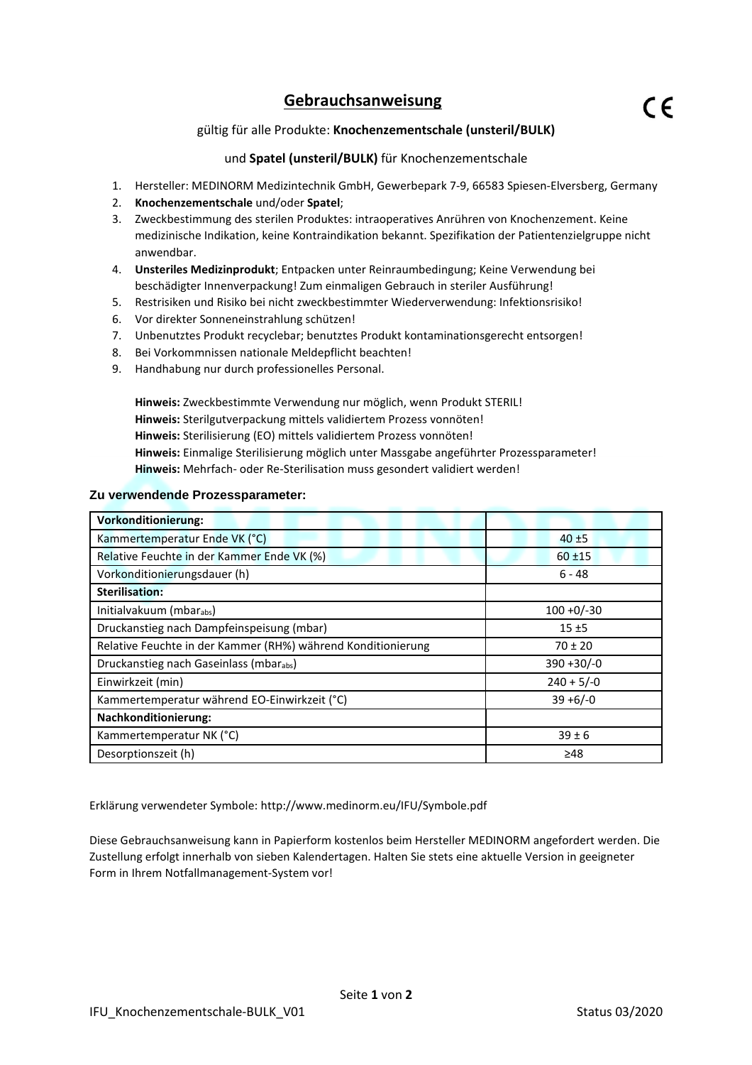# Gebrauchsanweisung

CE

gültig für alle Produkte: **Knochenzementschale (unsteril/BULK)**

und **Spatel (unsteril/BULK)** für Knochenzementschale

1. Hersteller: MEDINORM Medizintechnik GmbH, Gewerbepark 7-9, 66583 Spiesen-Elversberg, Germany
2. **Knochenzementschale** und/oder **Spatel**;
3. Zweckbestimmung des sterilen Produktes: intraoperatives Anrühren von Knochenzement. Keine medizinische Indikation, keine Kontraindikation bekannt. Spezifikation der Patientenzielgruppe nicht anwendbar.
4. **Unsteriles Medizinprodukt**; Entpacken unter Reinraumbedingung; Keine Verwendung bei beschädigter Innenverpackung! Zum einmaligen Gebrauch in steriler Ausführung!
5. Restrisiken und Risiko bei nicht zweckbestimmter Wiederverwendung: Infektionsrisiko!
6. Vor direkter Sonneneinstrahlung schützen!
7. Unbenutztes Produkt recyclebar; benutztes Produkt kontaminationsgerecht entsorgen!
8. Bei Vorkommnissen nationale Meldepflicht beachten!
9. Handhabung nur durch professionelles Personal.

**Hinweis:** Zweckbestimmte Verwendung nur möglich, wenn Produkt STERIL!
**Hinweis:** Sterilgutverpackung mittels validiertem Prozess vonnöten!
**Hinweis:** Sterilisierung (EO) mittels validiertem Prozess vonnöten!
**Hinweis:** Einmalige Sterilisierung möglich unter Massgabe angeführter Prozessparameter!
**Hinweis:** Mehrfach- oder Re-Sterilisation muss gesondert validiert werden!

## Zu verwendende Prozessparameter:

| **Vorkonditionierung:** | |
|---|---|
| Kammertemperatur Ende VK (°C) | 40 ±5 |
| Relative Feuchte in der Kammer Ende VK (%) | 60 ±15 |
| Vorkonditionierungsdauer (h) | 6 - 48 |
| **Sterilisation:** | |
| Initialvakuum ($mbar_{abs}$) | 100 +0/-30 |
| Druckanstieg nach Dampfeinspeisung (mbar) | 15 ±5 |
| Relative Feuchte in der Kammer (RH%) während Konditionierung | 70 ± 20 |
| Druckanstieg nach Gaseinlass ($mbar_{abs}$) | 390 +30/-0 |
| Einwirkzeit (min) | 240 + 5/-0 |
| Kammertemperatur während EO-Einwirkzeit (°C) | 39 +6/-0 |
| **Nachkonditionierung:** | |
| Kammertemperatur NK (°C) | 39 ± 6 |
| Desorptionszeit (h) | ≥48 |

Erklärung verwendeter Symbole: http://www.medinorm.eu/IFU/Symbole.pdf

Diese Gebrauchsanweisung kann in Papierform kostenlos beim Hersteller MEDINORM angefordert werden. Die Zustellung erfolgt innerhalb von sieben Kalendertagen. Halten Sie stets eine aktuelle Version in geeigneter Form in Ihrem Notfallmanagement-System vor!

IFU_Knochenzementschale-BULK_V01 Status 03/2020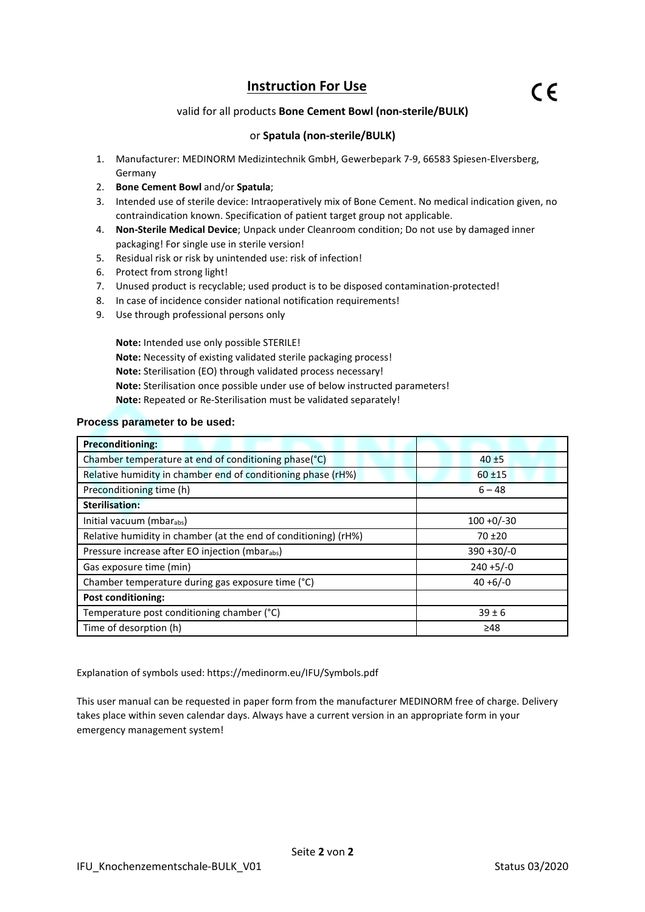# Instruction For Use

CE

valid for all products **Bone Cement Bowl (non-sterile/BULK)**

or **Spatula (non-sterile/BULK)**

1. Manufacturer: MEDINORM Medizintechnik GmbH, Gewerbepark 7-9, 66583 Spiesen-Elversberg, Germany
2. **Bone Cement Bowl** and/or **Spatula**;
3. Intended use of sterile device: Intraoperatively mix of Bone Cement. No medical indication given, no contraindication known. Specification of patient target group not applicable.
4. **Non-Sterile Medical Device**; Unpack under Cleanroom condition; Do not use by damaged inner packaging! For single use in sterile version!
5. Residual risk or risk by unintended use: risk of infection!
6. Protect from strong light!
7. Unused product is recyclable; used product is to be disposed contamination-protected!
8. In case of incidence consider national notification requirements!
9. Use through professional persons only

**Note:** Intended use only possible STERILE!
**Note:** Necessity of existing validated sterile packaging process!
**Note:** Sterilisation (EO) through validated process necessary!
**Note:** Sterilisation once possible under use of below instructed parameters!
**Note:** Repeated or Re-Sterilisation must be validated separately!

### Process parameter to be used:

| | |
|---|---|
| **Preconditioning:** | |
| Chamber temperature at end of conditioning phase(°C) | 40 ±5 |
| Relative humidity in chamber end of conditioning phase (rH%) | 60 ±15 |
| Preconditioning time (h) | 6 – 48 |
| **Sterilisation:** | |
| Initial vacuum ($mbar_{abs}$) | 100 +0/-30 |
| Relative humidity in chamber (at the end of conditioning) (rH%) | 70 ±20 |
| Pressure increase after EO injection ($mbar_{abs}$) | 390 +30/-0 |
| Gas exposure time (min) | 240 +5/-0 |
| Chamber temperature during gas exposure time (°C) | 40 +6/-0 |
| **Post conditioning:** | |
| Temperature post conditioning chamber (°C) | 39 ± 6 |
| Time of desorption (h) | ≥48 |

Explanation of symbols used: https://medinorm.eu/IFU/Symbols.pdf

This user manual can be requested in paper form from the manufacturer MEDINORM free of charge. Delivery takes place within seven calendar days. Always have a current version in an appropriate form in your emergency management system!

IFU_Knochenzementschale-BULK_V01 Status 03/2020